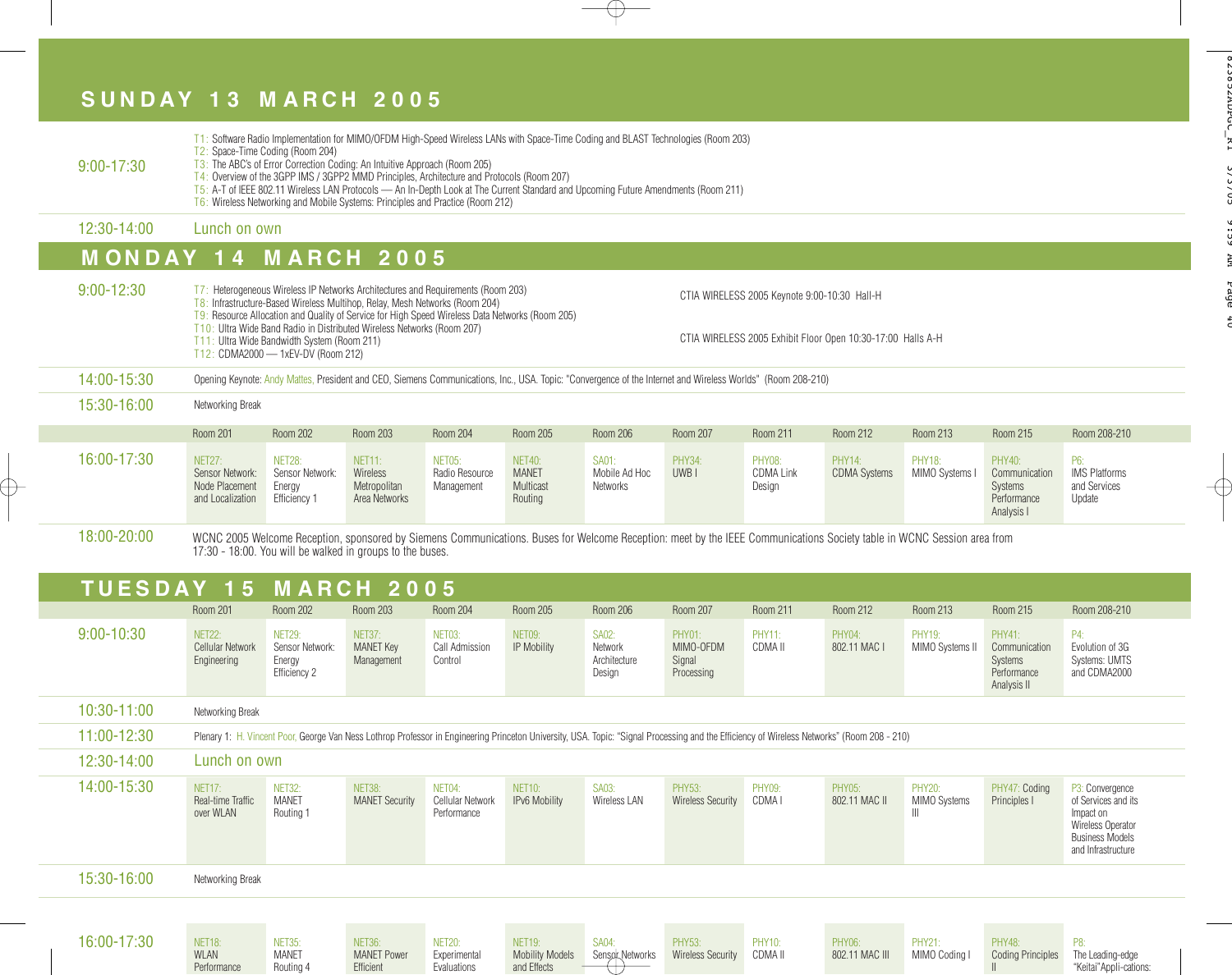## SUNDAY 13 MARCH 2005

**9:00-17:30**

- T1: Software Radio Implementation for MIMO/OFDM High-Speed Wireless LANs with Space-Time Coding and BLAST Technologies (Room 203)
- T2: Space-Time Coding (Room 204)
- T3: The ABC's of Error Correction Coding: An Intuitive Approach (Room 205)
- T4: Overview of the 3GPP IMS / 3GPP2 MMD Principles, Architecture and Protocols (Room 207)
- T5: A-T of IEEE 802.11 Wireless LAN Protocols — An In-Depth Look at The Current Standard and Upcoming Future Amendments (Room 211)
- T6: Wireless Networking and Mobile Systems: Principles and Practice (Room 212)

**12:30-14:00** Lunch on own

## MONDAY 14 MARCH 2005

**9:00-12:30**

- T7: Heterogeneous Wireless IP Networks Architectures and Requirements (Room 203)
- T8: Infrastructure-Based Wireless Multihop, Relay, Mesh Networks (Room 204)
- T9: Resource Allocation and Quality of Service for High Speed Wireless Data Networks (Room 205)
- T10: Ultra Wide Band Radio in Distributed Wireless Networks (Room 207)
- T11: Ultra Wide Bandwidth System (Room 211)
- T12: CDMA2000 — 1xEV-DV (Room 212)

CTIA WIRELESS 2005 Keynote 9:00-10:30 Hall-H

CTIA WIRELESS 2005 Exhibit Floor Open 10:30-17:00 Halls A-H

**14:00-15:30** Opening Keynote: Andy Mattes, President and CEO, Siemens Communications, Inc., USA. Topic: "Convergence of the Internet and Wireless Worlds" (Room 208-210)

**15:30-16:00** Networking Break

| | Room 201 | Room 202 | Room 203 | Room 204 | Room 205 | Room 206 | Room 207 | Room 211 | Room 212 | Room 213 | Room 215 | Room 208-210 |
|---|---|---|---|---|---|---|---|---|---|---|---|---|
| 16:00-17:30 | NET27: Sensor Network: Node Placement and Localization | NET28: Sensor Network: Energy Efficiency 1 | NET11: Wireless Metropolitan Area Networks | NET05: Radio Resource Management | NET40: MANET Multicast Routing | SA01: Mobile Ad Hoc Networks | PHY34: UWB I | PHY08: CDMA Link Design | PHY14: CDMA Systems | PHY18: MIMO Systems I | PHY40: Communication Systems Performance Analysis I | P6: IMS Platforms and Services Update |

**18:00-20:00** WCNC 2005 Welcome Reception, sponsored by Siemens Communications. Buses for Welcome Reception: meet by the IEEE Communications Society table in WCNC Session area from 17:30 - 18:00. You will be walked in groups to the buses.

## TUESDAY 15 MARCH 2005

| | Room 201 | Room 202 | Room 203 | Room 204 | Room 205 | Room 206 | Room 207 | Room 211 | Room 212 | Room 213 | Room 215 | Room 208-210 |
|---|---|---|---|---|---|---|---|---|---|---|---|---|
| 9:00-10:30 | NET22: Cellular Network Engineering | NET29: Sensor Network: Energy Efficiency 2 | NET37: MANET Key Management | NET03: Call Admission Control | NET09: IP Mobility | SA02: Network Architecture Design | PHY01: MIMO-OFDM Signal Processing | PHY11: CDMA II | PHY04: 802.11 MAC I | PHY19: MIMO Systems II | PHY41: Communication Systems Performance Analysis II | P4: Evolution of 3G Systems: UMTS and CDMA2000 |
| 10:30-11:00 | Networking Break | | | | | | | | | | | |
| 11:00-12:30 | Plenary 1: H. Vincent Poor, George Van Ness Lothrop Professor in Engineering Princeton University, USA. Topic: "Signal Processing and the Efficiency of Wireless Networks" (Room 208 - 210) | | | | | | | | | | | |
| 12:30-14:00 | Lunch on own | | | | | | | | | | | |
| 14:00-15:30 | NET17: Real-time Traffic over WLAN | NET32: MANET Routing 1 | NET38: MANET Security | NET04: Cellular Network Performance | NET10: IPv6 Mobility | SA03: Wireless LAN | PHY53: Wireless Security | PHY09: CDMA I | PHY05: 802.11 MAC II | PHY20: MIMO Systems III | PHY47: Coding Principles I | P3: Convergence of Services and its Impact on Wireless Operator Business Models and Infrastructure |
| 15:30-16:00 | Networking Break | | | | | | | | | | | |
| 16:00-17:30 | NET18: WLAN Performance | NET35: MANET Routing 4 | NET36: MANET Power Efficient | NET20: Experimental Evaluations | NET19: Mobility Models and Effects | SA04: Sensor Networks | PHY53: Wireless Security | PHY10: CDMA II | PHY06: 802.11 MAC III | PHY21: MIMO Coding I | PHY48: Coding Principles II | P8: The Leading-edge "Keitai" Appli-cations: |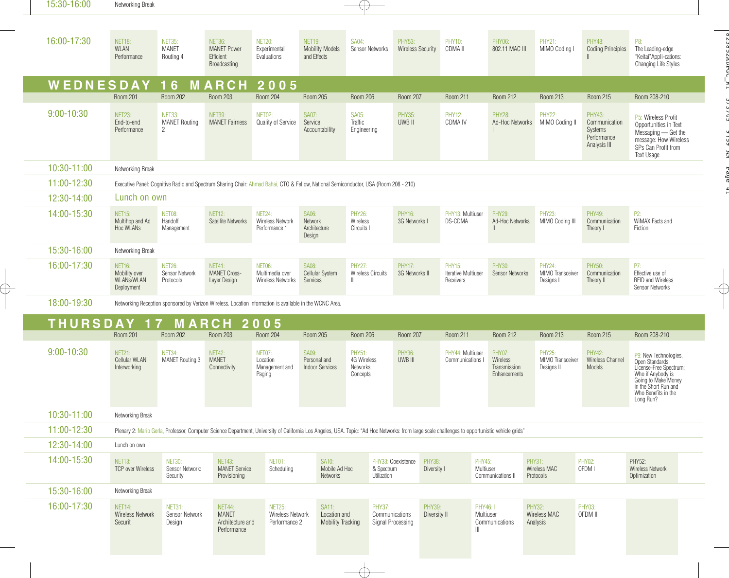| | | | | | | | | | | | | |
|---|---|---|---|---|---|---|---|---|---|---|---|---|
| 15:30-16:00 | Networking Break | | | | | | | | | | | |
| 16:00-17:30 | NET18: WLAN Performance | NET35: MANET Routing 4 | NET36: MANET Power Efficient Broadcasting | NET20: Experimental Evaluations | NET19: Mobility Models and Effects | SA04: Sensor Networks | PHY53: Wireless Security | PHY10: CDMA II | PHY06: 802.11 MAC III | PHY21: MIMO Coding I | PHY48: Coding Principles II | P8: The Leading-edge "Keitai"Appli-cations: Changing Life Styles |

## WEDNESDAY 16 MARCH 2005

| | Room 201 | Room 202 | Room 203 | Room 204 | Room 205 | Room 206 | Room 207 | Room 211 | Room 212 | Room 213 | Room 215 | Room 208-210 |
|---|---|---|---|---|---|---|---|---|---|---|---|---|
| 9:00-10:30 | NET23: End-to-end Performance | NET33: MANET Routing 2 | NET39: MANET Fairness | NET02: Quality of Service | SA07: Service Accountability | SA05: Traffic Engineering | PHY35: UWB II | PHY12: CDMA IV | PHY28: Ad-Hoc Networks I | PHY22: MIMO Coding II | PHY43: Communication Systems Performance Analysis III | P5: Wireless Profit Opportunities in Text Messaging — Get the message: How Wireless SPs Can Profit from Text Usage |
| 10:30-11:00 | Networking Break | | | | | | | | | | | |
| 11:00-12:30 | Executive Panel: Cognitive Radio and Spectrum Sharing Chair: Ahmad Bahai, CTO & Fellow, National Semiconductor, USA (Room 208 - 210) | | | | | | | | | | | |
| 12:30-14:00 | Lunch on own | | | | | | | | | | | |
| 14:00-15:30 | NET15: Multihop and Ad Hoc WLANs | NET08: Handoff Management | NET12: Satellite Networks | NET24: Wireless Network Performance 1 | SA06: Network Architecture Design | PHY26: Wireless Circuits I | PHY16: 3G Networks I | PHY13: Multiuser DS-CDMA | PHY29: Ad-Hoc Networks II | PHY23: MIMO Coding III | PHY49: Communication Theory I | P2: WiMAX Facts and Fiction |
| 15:30-16:00 | Networking Break | | | | | | | | | | | |
| 16:00-17:30 | NET16: Mobility over WLANs/WLAN Deployment | NET26: Sensor Network Protocols | NET41: MANET Cross-Layer Design | NET06: Multimedia over Wireless Networks | SA08: Cellular System Services | PHY27: Wireless Circuits II | PHY17: 3G Networks II | PHY15: Iterative Multiuser Receivers | PHY30: Sensor Networks | PHY24: MIMO Transceiver Designs I | PHY50: Communication Theory II | P7: Effective use of RFID and Wireless Sensor Networks |
| 18:00-19:30 | Networking Reception sponsored by Verizon Wireless. Location information is available in the WCNC Area. | | | | | | | | | | | |

## THURSDAY 17 MARCH 2005

| | Room 201 | Room 202 | Room 203 | Room 204 | Room 205 | Room 206 | Room 207 | Room 211 | Room 212 | Room 213 | Room 215 | Room 208-210 |
|---|---|---|---|---|---|---|---|---|---|---|---|---|
| 9:00-10:30 | NET21: Cellular WLAN Interworking | NET34: MANET Routing 3 | NET42: MANET Connectivity | NET07: Location Management and Paging | SA09: Personal and Indoor Services | PHY51: 4G Wireless Networks Concepts | PHY36: UWB III | PHY44: Multiuser Communications I | PHY07: Wireless Transmission Enhancements | PHY25: MIMO Transceiver Designs II | PHY42: Wireless Channel Models | P9: New Technologies, Open Standards, License-Free Spectrum; Who if Anybody is Going to Make Money in the Short Run and Who Benefits in the Long Run? |
| 10:30-11:00 | Networking Break | | | | | | | | | | | |
| 11:00-12:30 | Plenary 2: Mario Gerla, Professor, Computer Science Department, University of California Los Angeles, USA. Topic: "Ad Hoc Networks: from large scale challenges to opportunistic vehicle grids" | | | | | | | | | | | |
| 12:30-14:00 | Lunch on own | | | | | | | | | | | |
| 14:00-15:30 | NET13: TCP over Wireless | NET30: Sensor Network: Security | NET43: MANET Service Provisioning | NET01: Scheduling | SA10: Mobile Ad Hoc Networks | PHY33: Coexistence & Spectrum Utilization | PHY38: Diversity I | PHY45: Multiuser Communications II | PHY31: Wireless MAC Protocols | PHY02: OFDM I | PHY52: Wireless Network Optimization | |
| 15:30-16:00 | Networking Break | | | | | | | | | | | |
| 16:00-17:30 | NET14: Wireless Network Securit | NET31: Sensor Network Design | NET44: MANET Architecture and Performance | NET25: Wireless Network Performance 2 | SA11: Location and Mobility Tracking | PHY37: Communications Signal Processing | PHY39: Diversity II | PHY46: Multiuser Communications III | PHY32: Wireless MAC Analysis | PHY03: OFDM II | | |